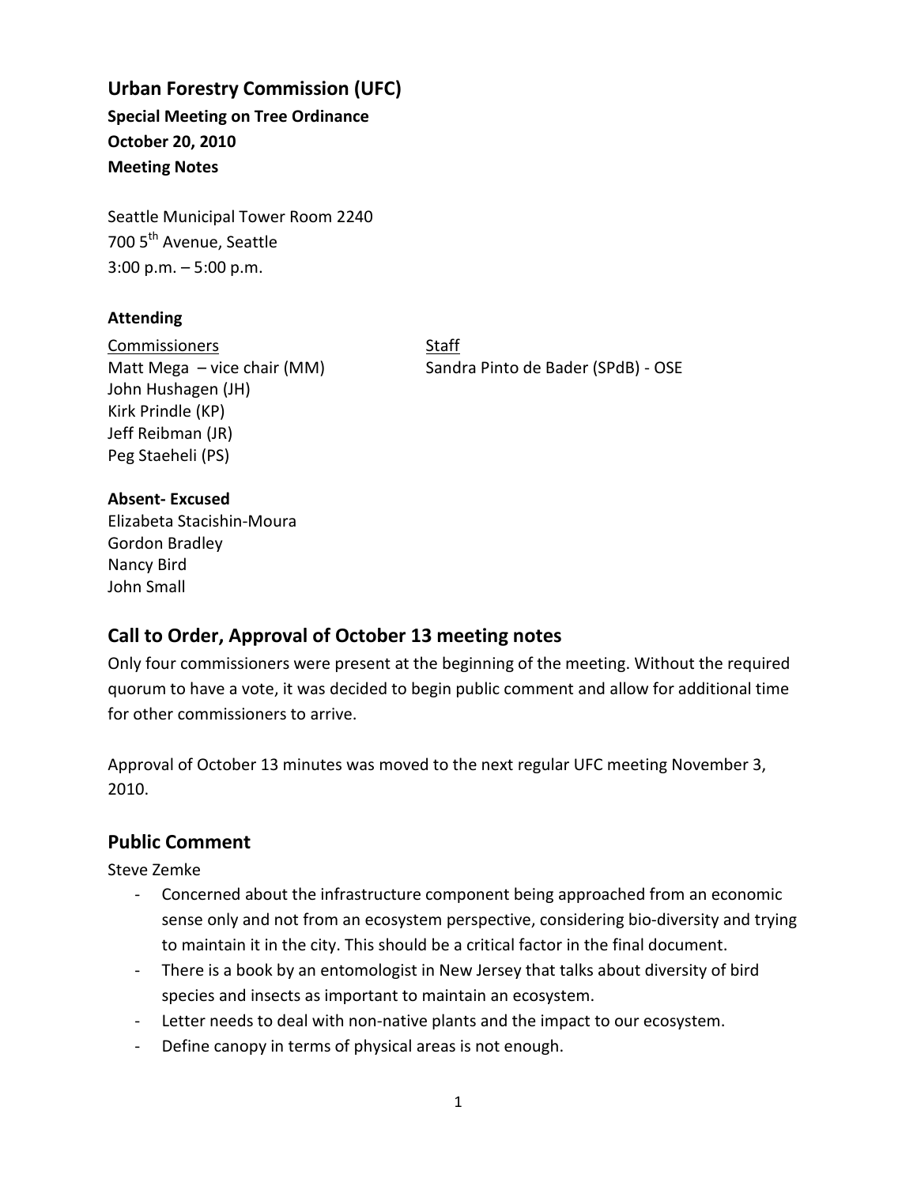# Urban Forestry Commission (UFC)

**Special Meeting on Tree Ordinance**
**October 20, 2010**
**Meeting Notes**

Seattle Municipal Tower Room 2240
700 5th Avenue, Seattle
3:00 p.m. – 5:00 p.m.

**Attending**

| Commissioners | Staff |
|---|---|
| Matt Mega – vice chair (MM) | Sandra Pinto de Bader (SPdB) - OSE |
| John Hushagen (JH) | |
| Kirk Prindle (KP) | |
| Jeff Reibman (JR) | |
| Peg Staeheli (PS) | |

**Absent- Excused**

Elizabeta Stacishin-Moura
Gordon Bradley
Nancy Bird
John Small

## Call to Order, Approval of October 13 meeting notes

Only four commissioners were present at the beginning of the meeting. Without the required quorum to have a vote, it was decided to begin public comment and allow for additional time for other commissioners to arrive.

Approval of October 13 minutes was moved to the next regular UFC meeting November 3, 2010.

## Public Comment

Steve Zemke

- Concerned about the infrastructure component being approached from an economic sense only and not from an ecosystem perspective, considering bio-diversity and trying to maintain it in the city. This should be a critical factor in the final document.
- There is a book by an entomologist in New Jersey that talks about diversity of bird species and insects as important to maintain an ecosystem.
- Letter needs to deal with non-native plants and the impact to our ecosystem.
- Define canopy in terms of physical areas is not enough.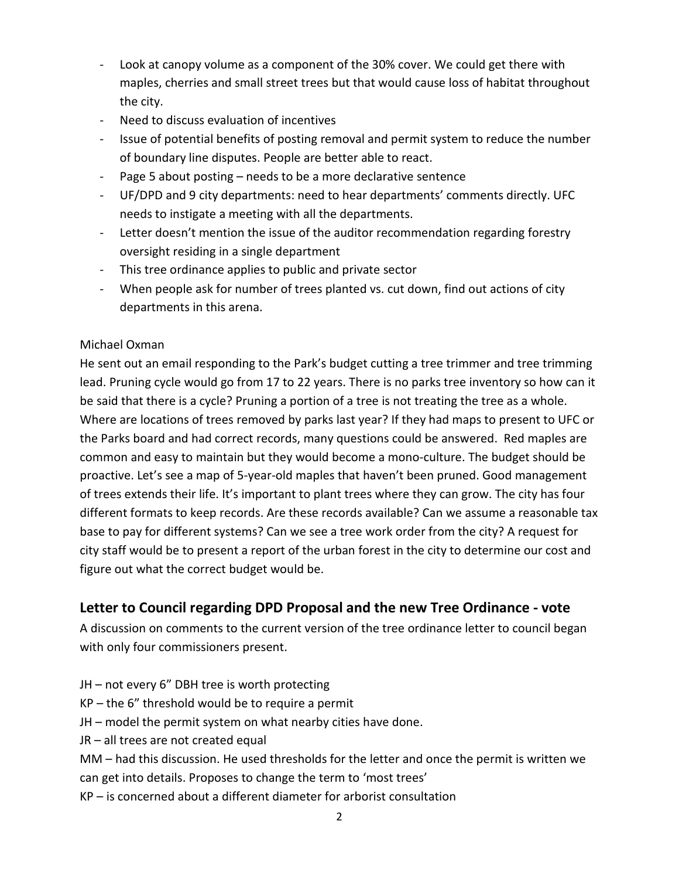- Look at canopy volume as a component of the 30% cover. We could get there with maples, cherries and small street trees but that would cause loss of habitat throughout the city.
- Need to discuss evaluation of incentives
- Issue of potential benefits of posting removal and permit system to reduce the number of boundary line disputes. People are better able to react.
- Page 5 about posting – needs to be a more declarative sentence
- UF/DPD and 9 city departments: need to hear departments' comments directly. UFC needs to instigate a meeting with all the departments.
- Letter doesn't mention the issue of the auditor recommendation regarding forestry oversight residing in a single department
- This tree ordinance applies to public and private sector
- When people ask for number of trees planted vs. cut down, find out actions of city departments in this arena.

Michael Oxman

He sent out an email responding to the Park's budget cutting a tree trimmer and tree trimming lead. Pruning cycle would go from 17 to 22 years. There is no parks tree inventory so how can it be said that there is a cycle? Pruning a portion of a tree is not treating the tree as a whole. Where are locations of trees removed by parks last year? If they had maps to present to UFC or the Parks board and had correct records, many questions could be answered. Red maples are common and easy to maintain but they would become a mono-culture. The budget should be proactive. Let's see a map of 5-year-old maples that haven't been pruned. Good management of trees extends their life. It's important to plant trees where they can grow. The city has four different formats to keep records. Are these records available? Can we assume a reasonable tax base to pay for different systems? Can we see a tree work order from the city? A request for city staff would be to present a report of the urban forest in the city to determine our cost and figure out what the correct budget would be.

## Letter to Council regarding DPD Proposal and the new Tree Ordinance - vote

A discussion on comments to the current version of the tree ordinance letter to council began with only four commissioners present.

JH – not every 6" DBH tree is worth protecting

KP – the 6" threshold would be to require a permit

JH – model the permit system on what nearby cities have done.

JR – all trees are not created equal

MM – had this discussion. He used thresholds for the letter and once the permit is written we can get into details. Proposes to change the term to 'most trees'

KP – is concerned about a different diameter for arborist consultation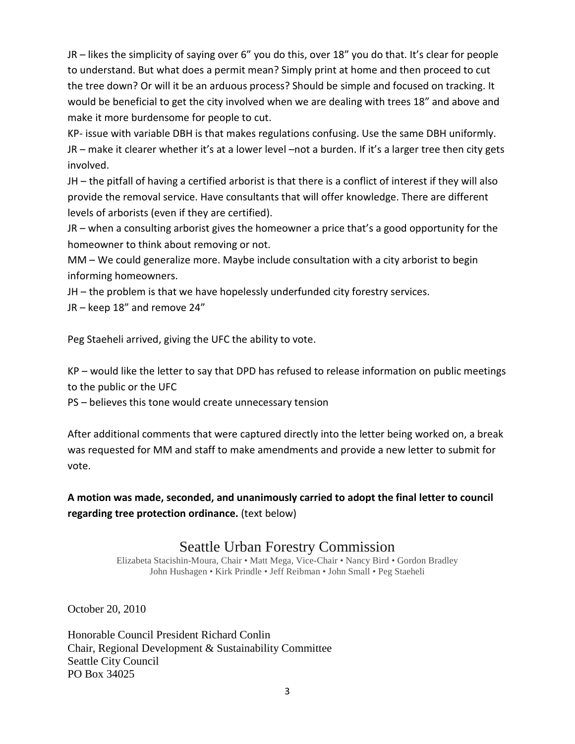JR – likes the simplicity of saying over 6" you do this, over 18" you do that. It's clear for people to understand. But what does a permit mean? Simply print at home and then proceed to cut the tree down? Or will it be an arduous process? Should be simple and focused on tracking. It would be beneficial to get the city involved when we are dealing with trees 18" and above and make it more burdensome for people to cut.

KP- issue with variable DBH is that makes regulations confusing. Use the same DBH uniformly.

JR – make it clearer whether it's at a lower level –not a burden. If it's a larger tree then city gets involved.

JH – the pitfall of having a certified arborist is that there is a conflict of interest if they will also provide the removal service. Have consultants that will offer knowledge. There are different levels of arborists (even if they are certified).

JR – when a consulting arborist gives the homeowner a price that's a good opportunity for the homeowner to think about removing or not.

MM – We could generalize more. Maybe include consultation with a city arborist to begin informing homeowners.

JH – the problem is that we have hopelessly underfunded city forestry services.

JR – keep 18" and remove 24"

Peg Staeheli arrived, giving the UFC the ability to vote.

KP – would like the letter to say that DPD has refused to release information on public meetings to the public or the UFC

PS – believes this tone would create unnecessary tension

After additional comments that were captured directly into the letter being worked on, a break was requested for MM and staff to make amendments and provide a new letter to submit for vote.

**A motion was made, seconded, and unanimously carried to adopt the final letter to council regarding tree protection ordinance.** (text below)

# Seattle Urban Forestry Commission

Elizabeta Stacishin-Moura, Chair • Matt Mega, Vice-Chair • Nancy Bird • Gordon Bradley
John Hushagen • Kirk Prindle • Jeff Reibman • John Small • Peg Staeheli

October 20, 2010

Honorable Council President Richard Conlin
Chair, Regional Development & Sustainability Committee
Seattle City Council
PO Box 34025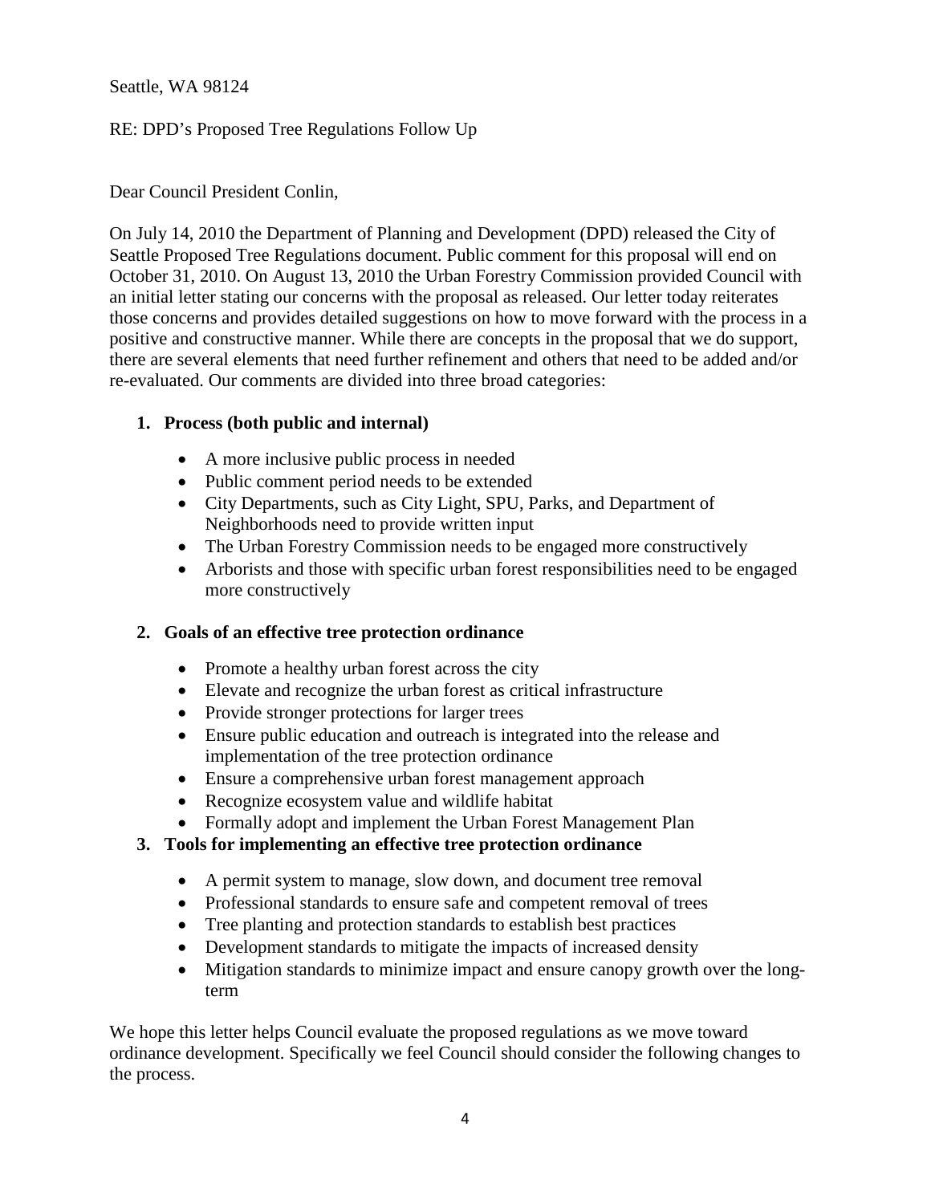Seattle, WA 98124

RE: DPD's Proposed Tree Regulations Follow Up

Dear Council President Conlin,

On July 14, 2010 the Department of Planning and Development (DPD) released the City of Seattle Proposed Tree Regulations document. Public comment for this proposal will end on October 31, 2010. On August 13, 2010 the Urban Forestry Commission provided Council with an initial letter stating our concerns with the proposal as released. Our letter today reiterates those concerns and provides detailed suggestions on how to move forward with the process in a positive and constructive manner. While there are concepts in the proposal that we do support, there are several elements that need further refinement and others that need to be added and/or re-evaluated. Our comments are divided into three broad categories:

1. **Process (both public and internal)**
   - A more inclusive public process in needed
   - Public comment period needs to be extended
   - City Departments, such as City Light, SPU, Parks, and Department of Neighborhoods need to provide written input
   - The Urban Forestry Commission needs to be engaged more constructively
   - Arborists and those with specific urban forest responsibilities need to be engaged more constructively

2. **Goals of an effective tree protection ordinance**
   - Promote a healthy urban forest across the city
   - Elevate and recognize the urban forest as critical infrastructure
   - Provide stronger protections for larger trees
   - Ensure public education and outreach is integrated into the release and implementation of the tree protection ordinance
   - Ensure a comprehensive urban forest management approach
   - Recognize ecosystem value and wildlife habitat
   - Formally adopt and implement the Urban Forest Management Plan

3. **Tools for implementing an effective tree protection ordinance**
   - A permit system to manage, slow down, and document tree removal
   - Professional standards to ensure safe and competent removal of trees
   - Tree planting and protection standards to establish best practices
   - Development standards to mitigate the impacts of increased density
   - Mitigation standards to minimize impact and ensure canopy growth over the long-term

We hope this letter helps Council evaluate the proposed regulations as we move toward ordinance development. Specifically we feel Council should consider the following changes to the process.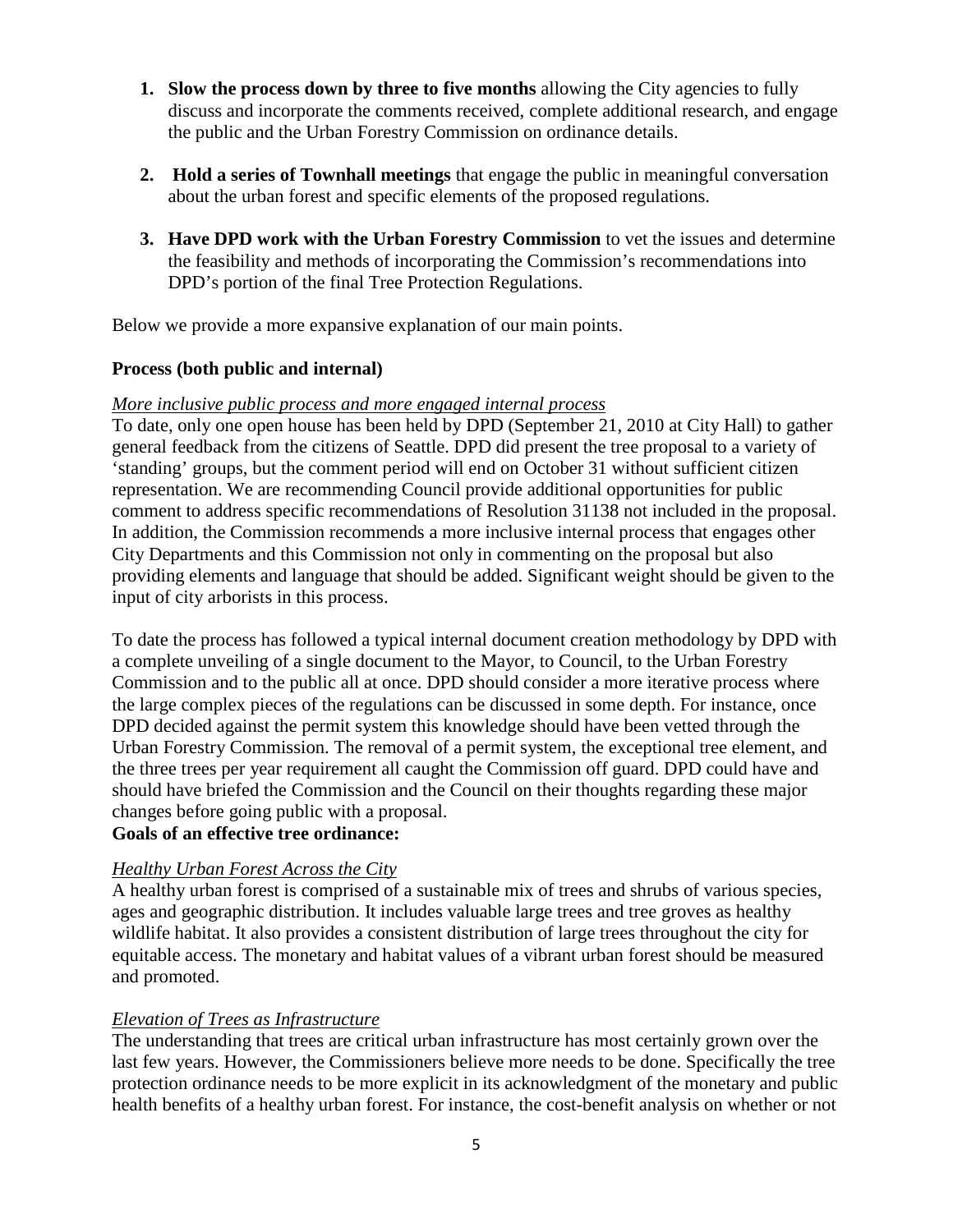1. **Slow the process down by three to five months** allowing the City agencies to fully discuss and incorporate the comments received, complete additional research, and engage the public and the Urban Forestry Commission on ordinance details.

2. **Hold a series of Townhall meetings** that engage the public in meaningful conversation about the urban forest and specific elements of the proposed regulations.

3. **Have DPD work with the Urban Forestry Commission** to vet the issues and determine the feasibility and methods of incorporating the Commission's recommendations into DPD's portion of the final Tree Protection Regulations.

Below we provide a more expansive explanation of our main points.

**Process (both public and internal)**

*More inclusive public process and more engaged internal process*

To date, only one open house has been held by DPD (September 21, 2010 at City Hall) to gather general feedback from the citizens of Seattle. DPD did present the tree proposal to a variety of 'standing' groups, but the comment period will end on October 31 without sufficient citizen representation. We are recommending Council provide additional opportunities for public comment to address specific recommendations of Resolution 31138 not included in the proposal. In addition, the Commission recommends a more inclusive internal process that engages other City Departments and this Commission not only in commenting on the proposal but also providing elements and language that should be added. Significant weight should be given to the input of city arborists in this process.

To date the process has followed a typical internal document creation methodology by DPD with a complete unveiling of a single document to the Mayor, to Council, to the Urban Forestry Commission and to the public all at once. DPD should consider a more iterative process where the large complex pieces of the regulations can be discussed in some depth. For instance, once DPD decided against the permit system this knowledge should have been vetted through the Urban Forestry Commission. The removal of a permit system, the exceptional tree element, and the three trees per year requirement all caught the Commission off guard. DPD could have and should have briefed the Commission and the Council on their thoughts regarding these major changes before going public with a proposal.

**Goals of an effective tree ordinance:**

*Healthy Urban Forest Across the City*

A healthy urban forest is comprised of a sustainable mix of trees and shrubs of various species, ages and geographic distribution. It includes valuable large trees and tree groves as healthy wildlife habitat. It also provides a consistent distribution of large trees throughout the city for equitable access. The monetary and habitat values of a vibrant urban forest should be measured and promoted.

*Elevation of Trees as Infrastructure*

The understanding that trees are critical urban infrastructure has most certainly grown over the last few years. However, the Commissioners believe more needs to be done. Specifically the tree protection ordinance needs to be more explicit in its acknowledgment of the monetary and public health benefits of a healthy urban forest. For instance, the cost-benefit analysis on whether or not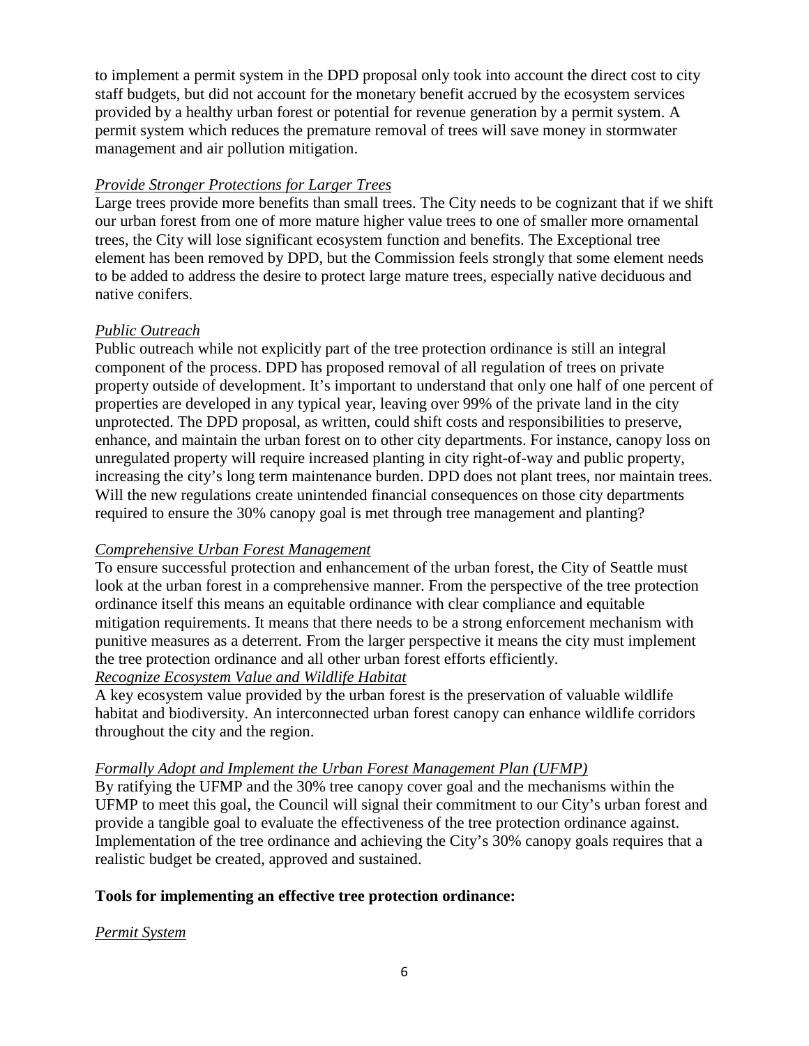to implement a permit system in the DPD proposal only took into account the direct cost to city staff budgets, but did not account for the monetary benefit accrued by the ecosystem services provided by a healthy urban forest or potential for revenue generation by a permit system. A permit system which reduces the premature removal of trees will save money in stormwater management and air pollution mitigation.

*Provide Stronger Protections for Larger Trees*

Large trees provide more benefits than small trees. The City needs to be cognizant that if we shift our urban forest from one of more mature higher value trees to one of smaller more ornamental trees, the City will lose significant ecosystem function and benefits. The Exceptional tree element has been removed by DPD, but the Commission feels strongly that some element needs to be added to address the desire to protect large mature trees, especially native deciduous and native conifers.

*Public Outreach*

Public outreach while not explicitly part of the tree protection ordinance is still an integral component of the process. DPD has proposed removal of all regulation of trees on private property outside of development. It's important to understand that only one half of one percent of properties are developed in any typical year, leaving over 99% of the private land in the city unprotected. The DPD proposal, as written, could shift costs and responsibilities to preserve, enhance, and maintain the urban forest on to other city departments. For instance, canopy loss on unregulated property will require increased planting in city right-of-way and public property, increasing the city's long term maintenance burden. DPD does not plant trees, nor maintain trees. Will the new regulations create unintended financial consequences on those city departments required to ensure the 30% canopy goal is met through tree management and planting?

*Comprehensive Urban Forest Management*

To ensure successful protection and enhancement of the urban forest, the City of Seattle must look at the urban forest in a comprehensive manner. From the perspective of the tree protection ordinance itself this means an equitable ordinance with clear compliance and equitable mitigation requirements. It means that there needs to be a strong enforcement mechanism with punitive measures as a deterrent. From the larger perspective it means the city must implement the tree protection ordinance and all other urban forest efforts efficiently.

*Recognize Ecosystem Value and Wildlife Habitat*

A key ecosystem value provided by the urban forest is the preservation of valuable wildlife habitat and biodiversity. An interconnected urban forest canopy can enhance wildlife corridors throughout the city and the region.

*Formally Adopt and Implement the Urban Forest Management Plan (UFMP)*

By ratifying the UFMP and the 30% tree canopy cover goal and the mechanisms within the UFMP to meet this goal, the Council will signal their commitment to our City's urban forest and provide a tangible goal to evaluate the effectiveness of the tree protection ordinance against. Implementation of the tree ordinance and achieving the City's 30% canopy goals requires that a realistic budget be created, approved and sustained.

**Tools for implementing an effective tree protection ordinance:**

*Permit System*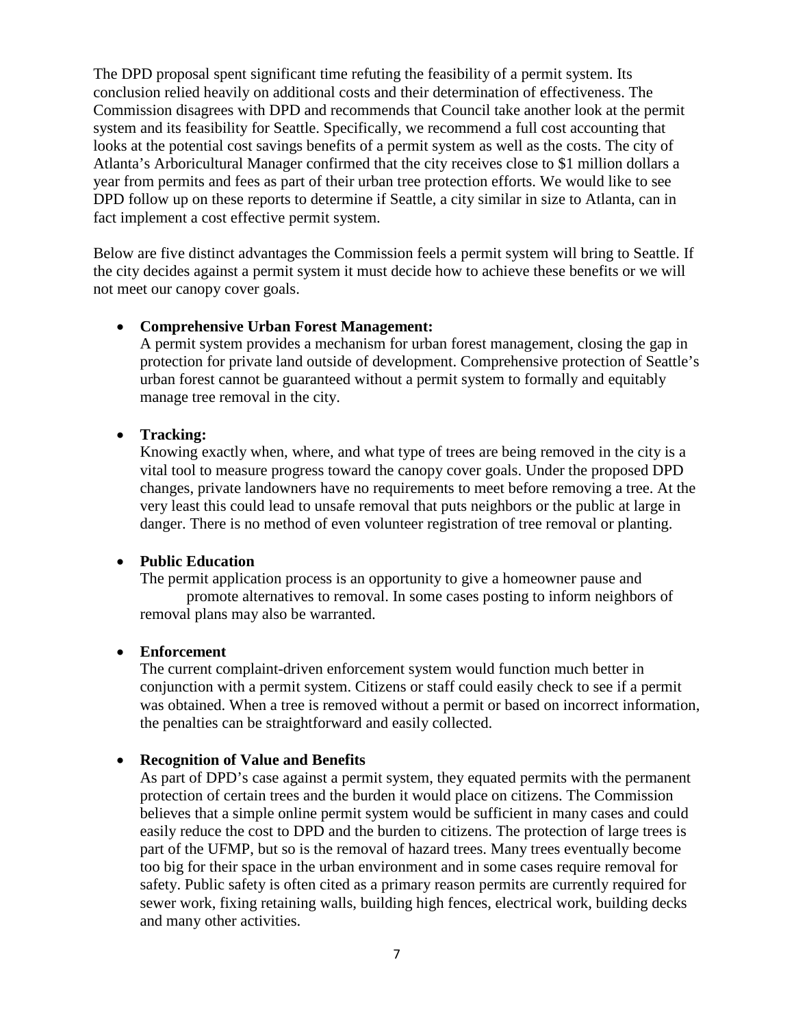The DPD proposal spent significant time refuting the feasibility of a permit system. Its conclusion relied heavily on additional costs and their determination of effectiveness. The Commission disagrees with DPD and recommends that Council take another look at the permit system and its feasibility for Seattle. Specifically, we recommend a full cost accounting that looks at the potential cost savings benefits of a permit system as well as the costs. The city of Atlanta's Arboricultural Manager confirmed that the city receives close to $1 million dollars a year from permits and fees as part of their urban tree protection efforts. We would like to see DPD follow up on these reports to determine if Seattle, a city similar in size to Atlanta, can in fact implement a cost effective permit system.

Below are five distinct advantages the Commission feels a permit system will bring to Seattle. If the city decides against a permit system it must decide how to achieve these benefits or we will not meet our canopy cover goals.

- **Comprehensive Urban Forest Management:**
  A permit system provides a mechanism for urban forest management, closing the gap in protection for private land outside of development. Comprehensive protection of Seattle's urban forest cannot be guaranteed without a permit system to formally and equitably manage tree removal in the city.

- **Tracking:**
  Knowing exactly when, where, and what type of trees are being removed in the city is a vital tool to measure progress toward the canopy cover goals. Under the proposed DPD changes, private landowners have no requirements to meet before removing a tree. At the very least this could lead to unsafe removal that puts neighbors or the public at large in danger. There is no method of even volunteer registration of tree removal or planting.

- **Public Education**
  The permit application process is an opportunity to give a homeowner pause and promote alternatives to removal. In some cases posting to inform neighbors of removal plans may also be warranted.

- **Enforcement**
  The current complaint-driven enforcement system would function much better in conjunction with a permit system. Citizens or staff could easily check to see if a permit was obtained. When a tree is removed without a permit or based on incorrect information, the penalties can be straightforward and easily collected.

- **Recognition of Value and Benefits**
  As part of DPD's case against a permit system, they equated permits with the permanent protection of certain trees and the burden it would place on citizens. The Commission believes that a simple online permit system would be sufficient in many cases and could easily reduce the cost to DPD and the burden to citizens. The protection of large trees is part of the UFMP, but so is the removal of hazard trees. Many trees eventually become too big for their space in the urban environment and in some cases require removal for safety. Public safety is often cited as a primary reason permits are currently required for sewer work, fixing retaining walls, building high fences, electrical work, building decks and many other activities.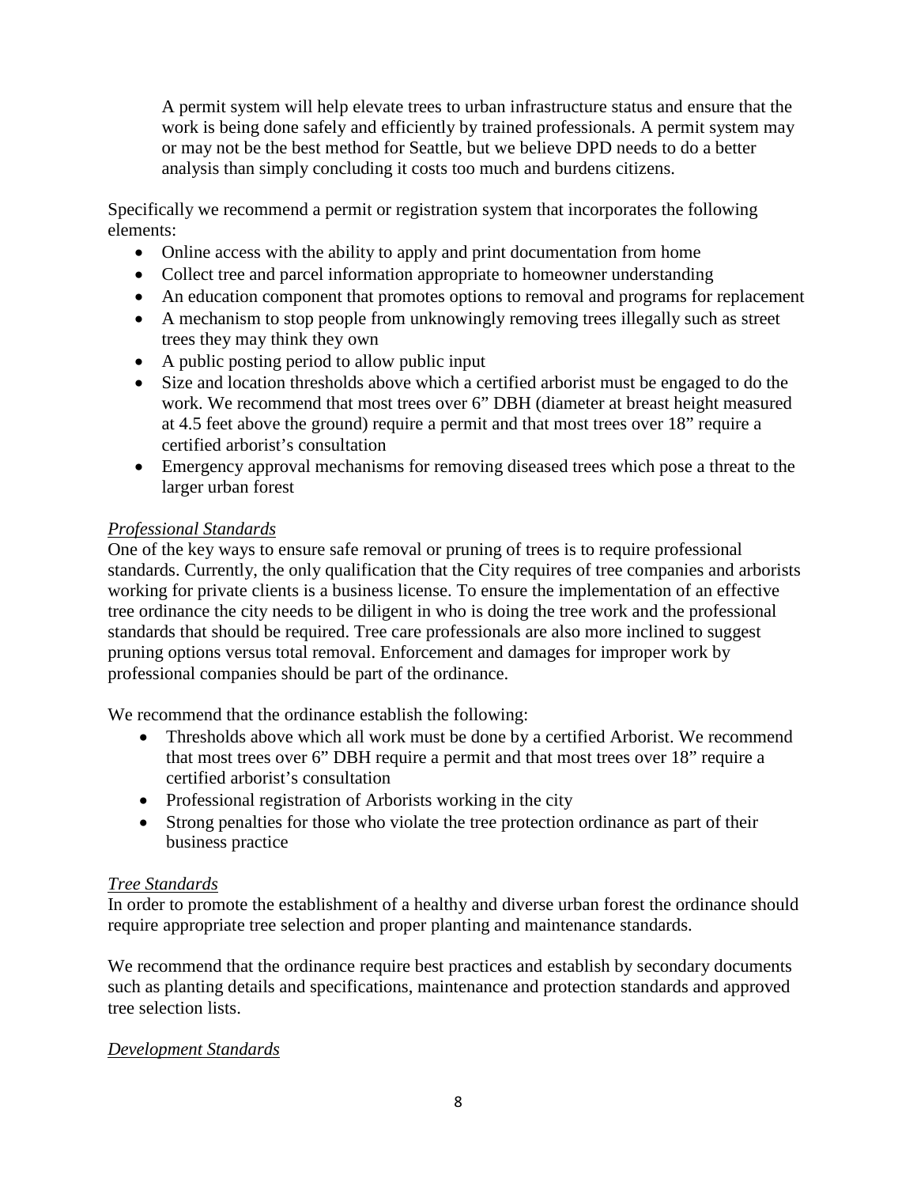> A permit system will help elevate trees to urban infrastructure status and ensure that the work is being done safely and efficiently by trained professionals. A permit system may or may not be the best method for Seattle, but we believe DPD needs to do a better analysis than simply concluding it costs too much and burdens citizens.

Specifically we recommend a permit or registration system that incorporates the following elements:

- Online access with the ability to apply and print documentation from home
- Collect tree and parcel information appropriate to homeowner understanding
- An education component that promotes options to removal and programs for replacement
- A mechanism to stop people from unknowingly removing trees illegally such as street trees they may think they own
- A public posting period to allow public input
- Size and location thresholds above which a certified arborist must be engaged to do the work. We recommend that most trees over 6" DBH (diameter at breast height measured at 4.5 feet above the ground) require a permit and that most trees over 18" require a certified arborist's consultation
- Emergency approval mechanisms for removing diseased trees which pose a threat to the larger urban forest

*Professional Standards*

One of the key ways to ensure safe removal or pruning of trees is to require professional standards. Currently, the only qualification that the City requires of tree companies and arborists working for private clients is a business license. To ensure the implementation of an effective tree ordinance the city needs to be diligent in who is doing the tree work and the professional standards that should be required. Tree care professionals are also more inclined to suggest pruning options versus total removal. Enforcement and damages for improper work by professional companies should be part of the ordinance.

We recommend that the ordinance establish the following:

- Thresholds above which all work must be done by a certified Arborist. We recommend that most trees over 6" DBH require a permit and that most trees over 18" require a certified arborist's consultation
- Professional registration of Arborists working in the city
- Strong penalties for those who violate the tree protection ordinance as part of their business practice

*Tree Standards*

In order to promote the establishment of a healthy and diverse urban forest the ordinance should require appropriate tree selection and proper planting and maintenance standards.

We recommend that the ordinance require best practices and establish by secondary documents such as planting details and specifications, maintenance and protection standards and approved tree selection lists.

*Development Standards*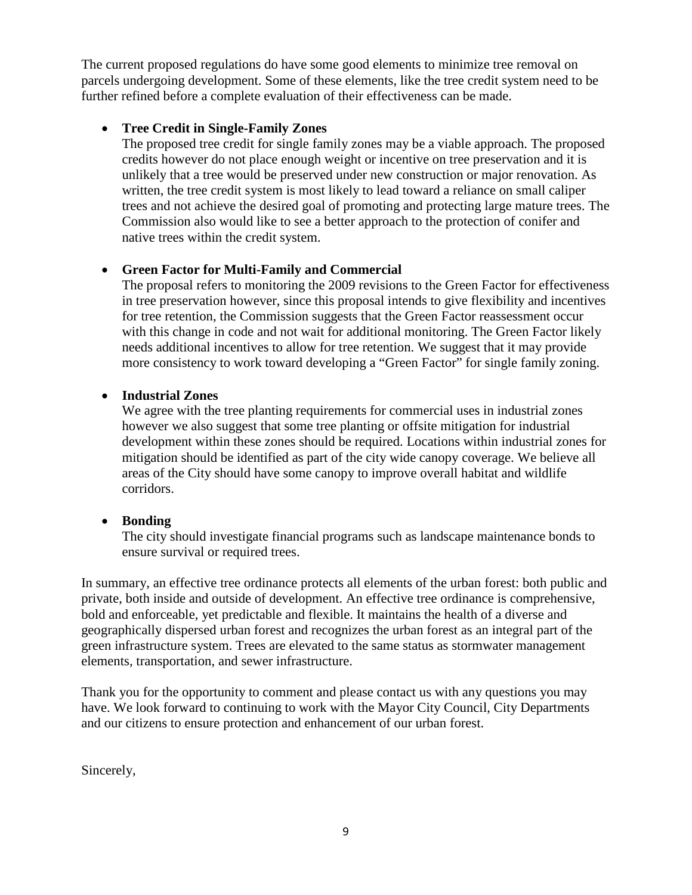The current proposed regulations do have some good elements to minimize tree removal on parcels undergoing development. Some of these elements, like the tree credit system need to be further refined before a complete evaluation of their effectiveness can be made.

- **Tree Credit in Single-Family Zones**
  The proposed tree credit for single family zones may be a viable approach. The proposed credits however do not place enough weight or incentive on tree preservation and it is unlikely that a tree would be preserved under new construction or major renovation. As written, the tree credit system is most likely to lead toward a reliance on small caliper trees and not achieve the desired goal of promoting and protecting large mature trees. The Commission also would like to see a better approach to the protection of conifer and native trees within the credit system.

- **Green Factor for Multi-Family and Commercial**
  The proposal refers to monitoring the 2009 revisions to the Green Factor for effectiveness in tree preservation however, since this proposal intends to give flexibility and incentives for tree retention, the Commission suggests that the Green Factor reassessment occur with this change in code and not wait for additional monitoring. The Green Factor likely needs additional incentives to allow for tree retention. We suggest that it may provide more consistency to work toward developing a "Green Factor" for single family zoning.

- **Industrial Zones**
  We agree with the tree planting requirements for commercial uses in industrial zones however we also suggest that some tree planting or offsite mitigation for industrial development within these zones should be required. Locations within industrial zones for mitigation should be identified as part of the city wide canopy coverage. We believe all areas of the City should have some canopy to improve overall habitat and wildlife corridors.

- **Bonding**
  The city should investigate financial programs such as landscape maintenance bonds to ensure survival or required trees.

In summary, an effective tree ordinance protects all elements of the urban forest: both public and private, both inside and outside of development. An effective tree ordinance is comprehensive, bold and enforceable, yet predictable and flexible. It maintains the health of a diverse and geographically dispersed urban forest and recognizes the urban forest as an integral part of the green infrastructure system. Trees are elevated to the same status as stormwater management elements, transportation, and sewer infrastructure.

Thank you for the opportunity to comment and please contact us with any questions you may have. We look forward to continuing to work with the Mayor City Council, City Departments and our citizens to ensure protection and enhancement of our urban forest.

Sincerely,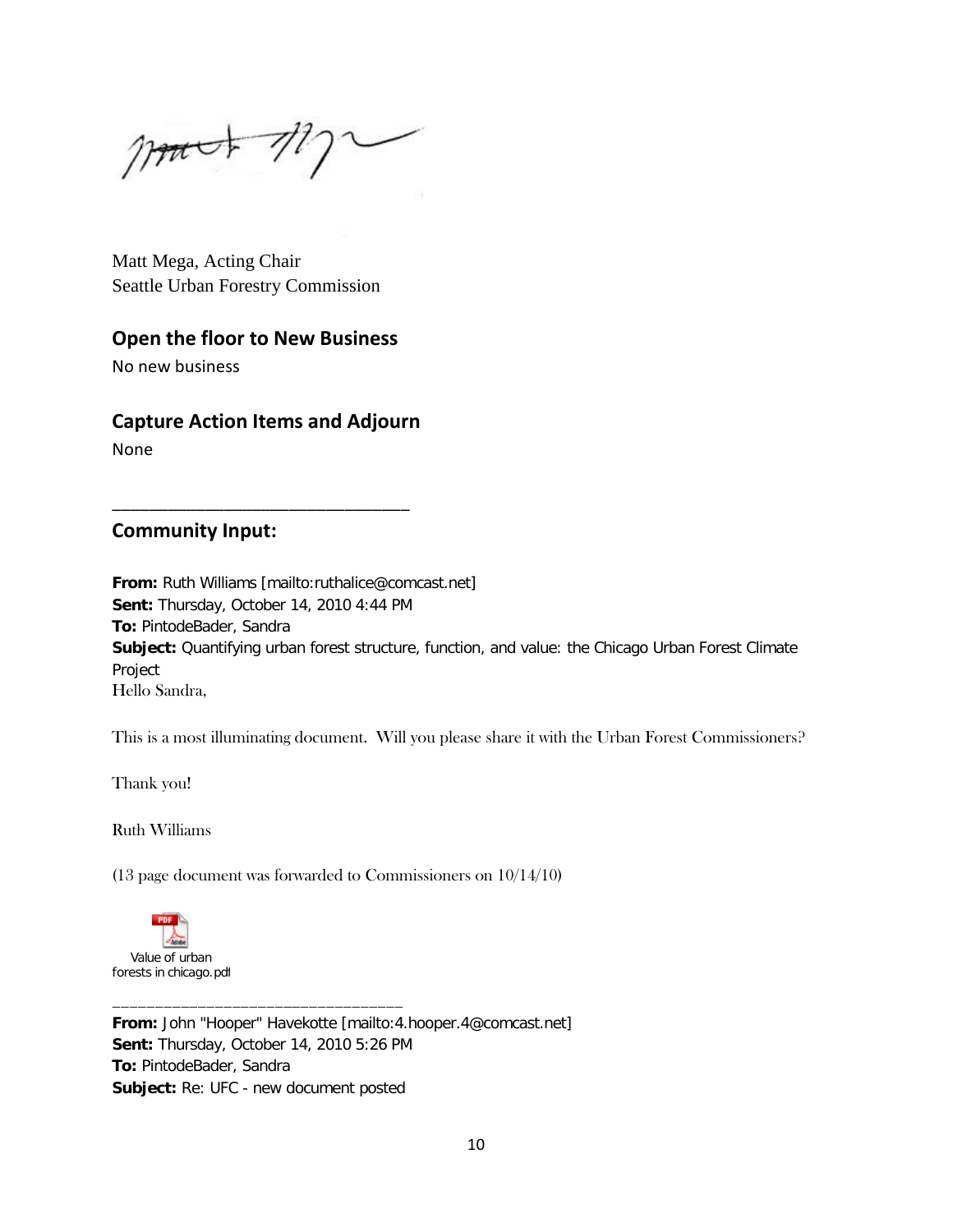Matt Mega, Acting Chair
Seattle Urban Forestry Commission

## Open the floor to New Business

No new business

## Capture Action Items and Adjourn

None

---

## Community Input:

**From:** Ruth Williams [mailto:ruthalice@comcast.net]
**Sent:** Thursday, October 14, 2010 4:44 PM
**To:** PintodeBader, Sandra
**Subject:** Quantifying urban forest structure, function, and value: the Chicago Urban Forest Climate Project

Hello Sandra,

This is a most illuminating document. Will you please share it with the Urban Forest Commissioners?

Thank you!

Ruth Williams

(13 page document was forwarded to Commissioners on 10/14/10)

Value of urban forests in chicago.pdf

---

**From:** John "Hooper" Havekotte [mailto:4.hooper.4@comcast.net]
**Sent:** Thursday, October 14, 2010 5:26 PM
**To:** PintodeBader, Sandra
**Subject:** Re: UFC - new document posted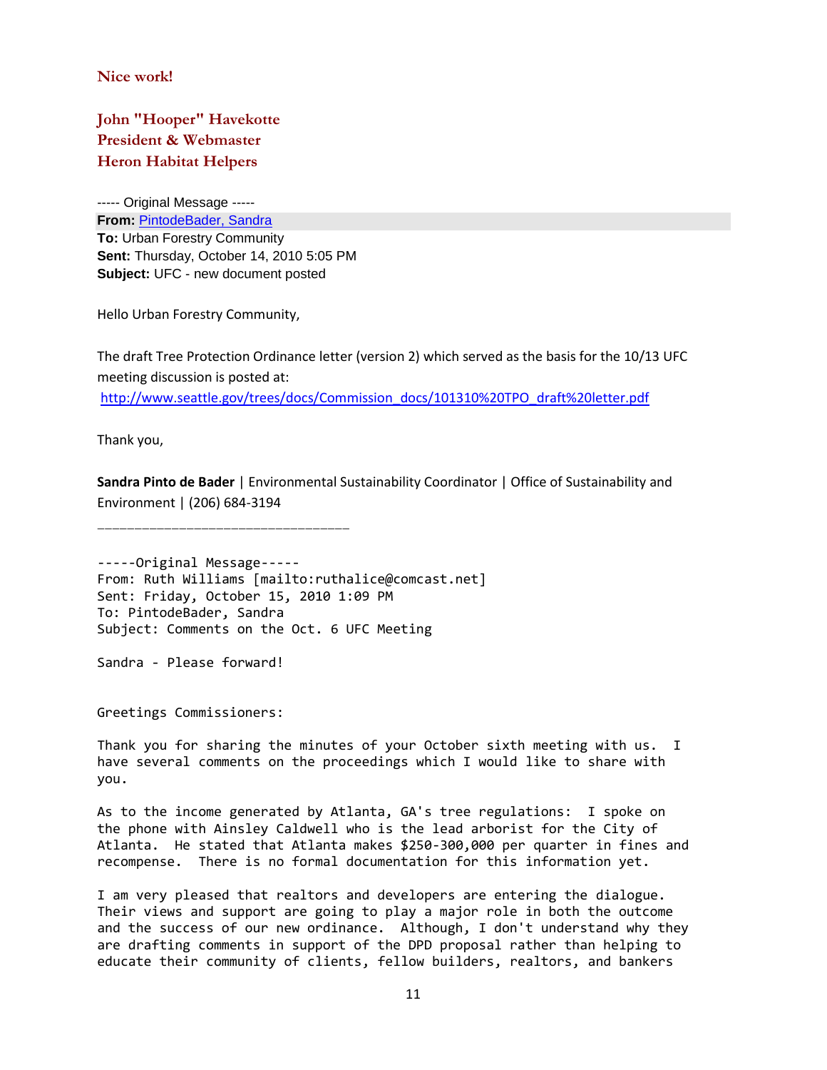**Nice work!**

**John "Hooper" Havekotte**
**President & Webmaster**
**Heron Habitat Helpers**

----- Original Message -----
**From:** PintodeBader, Sandra
**To:** Urban Forestry Community
**Sent:** Thursday, October 14, 2010 5:05 PM
**Subject:** UFC - new document posted

Hello Urban Forestry Community,

The draft Tree Protection Ordinance letter (version 2) which served as the basis for the 10/13 UFC meeting discussion is posted at:
http://www.seattle.gov/trees/docs/Commission_docs/101310%20TPO_draft%20letter.pdf

Thank you,

**Sandra Pinto de Bader** | Environmental Sustainability Coordinator | Office of Sustainability and Environment | (206) 684-3194

________________________________

-----Original Message-----
From: Ruth Williams [mailto:ruthalice@comcast.net]
Sent: Friday, October 15, 2010 1:09 PM
To: PintodeBader, Sandra
Subject: Comments on the Oct. 6 UFC Meeting

Sandra - Please forward!

Greetings Commissioners:

Thank you for sharing the minutes of your October sixth meeting with us. I have several comments on the proceedings which I would like to share with you.

As to the income generated by Atlanta, GA's tree regulations: I spoke on the phone with Ainsley Caldwell who is the lead arborist for the City of Atlanta. He stated that Atlanta makes $250-300,000 per quarter in fines and recompense. There is no formal documentation for this information yet.

I am very pleased that realtors and developers are entering the dialogue. Their views and support are going to play a major role in both the outcome and the success of our new ordinance. Although, I don't understand why they are drafting comments in support of the DPD proposal rather than helping to educate their community of clients, fellow builders, realtors, and bankers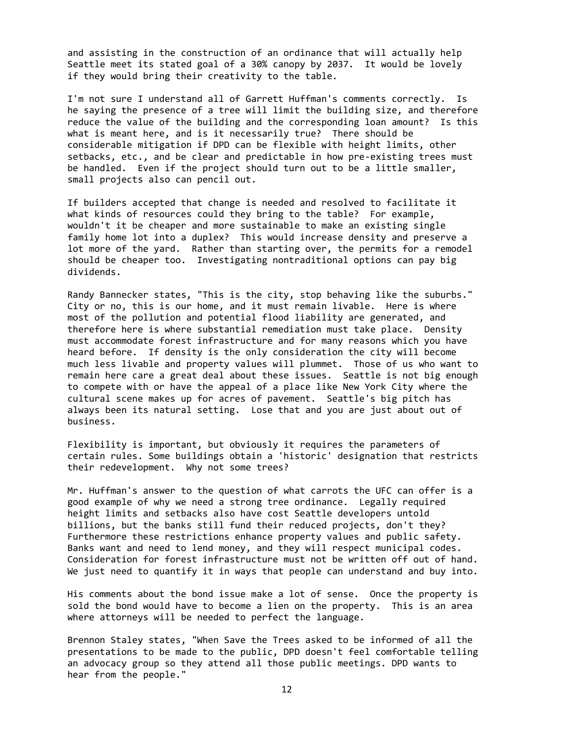and assisting in the construction of an ordinance that will actually help Seattle meet its stated goal of a 30% canopy by 2037. It would be lovely if they would bring their creativity to the table.

I'm not sure I understand all of Garrett Huffman's comments correctly. Is he saying the presence of a tree will limit the building size, and therefore reduce the value of the building and the corresponding loan amount? Is this what is meant here, and is it necessarily true? There should be considerable mitigation if DPD can be flexible with height limits, other setbacks, etc., and be clear and predictable in how pre-existing trees must be handled. Even if the project should turn out to be a little smaller, small projects also can pencil out.

If builders accepted that change is needed and resolved to facilitate it what kinds of resources could they bring to the table? For example, wouldn't it be cheaper and more sustainable to make an existing single family home lot into a duplex? This would increase density and preserve a lot more of the yard. Rather than starting over, the permits for a remodel should be cheaper too. Investigating nontraditional options can pay big dividends.

Randy Bannecker states, "This is the city, stop behaving like the suburbs." City or no, this is our home, and it must remain livable. Here is where most of the pollution and potential flood liability are generated, and therefore here is where substantial remediation must take place. Density must accommodate forest infrastructure and for many reasons which you have heard before. If density is the only consideration the city will become much less livable and property values will plummet. Those of us who want to remain here care a great deal about these issues. Seattle is not big enough to compete with or have the appeal of a place like New York City where the cultural scene makes up for acres of pavement. Seattle's big pitch has always been its natural setting. Lose that and you are just about out of business.

Flexibility is important, but obviously it requires the parameters of certain rules. Some buildings obtain a 'historic' designation that restricts their redevelopment. Why not some trees?

Mr. Huffman's answer to the question of what carrots the UFC can offer is a good example of why we need a strong tree ordinance. Legally required height limits and setbacks also have cost Seattle developers untold billions, but the banks still fund their reduced projects, don't they? Furthermore these restrictions enhance property values and public safety. Banks want and need to lend money, and they will respect municipal codes. Consideration for forest infrastructure must not be written off out of hand. We just need to quantify it in ways that people can understand and buy into.

His comments about the bond issue make a lot of sense. Once the property is sold the bond would have to become a lien on the property. This is an area where attorneys will be needed to perfect the language.

Brennon Staley states, "When Save the Trees asked to be informed of all the presentations to be made to the public, DPD doesn't feel comfortable telling an advocacy group so they attend all those public meetings. DPD wants to hear from the people."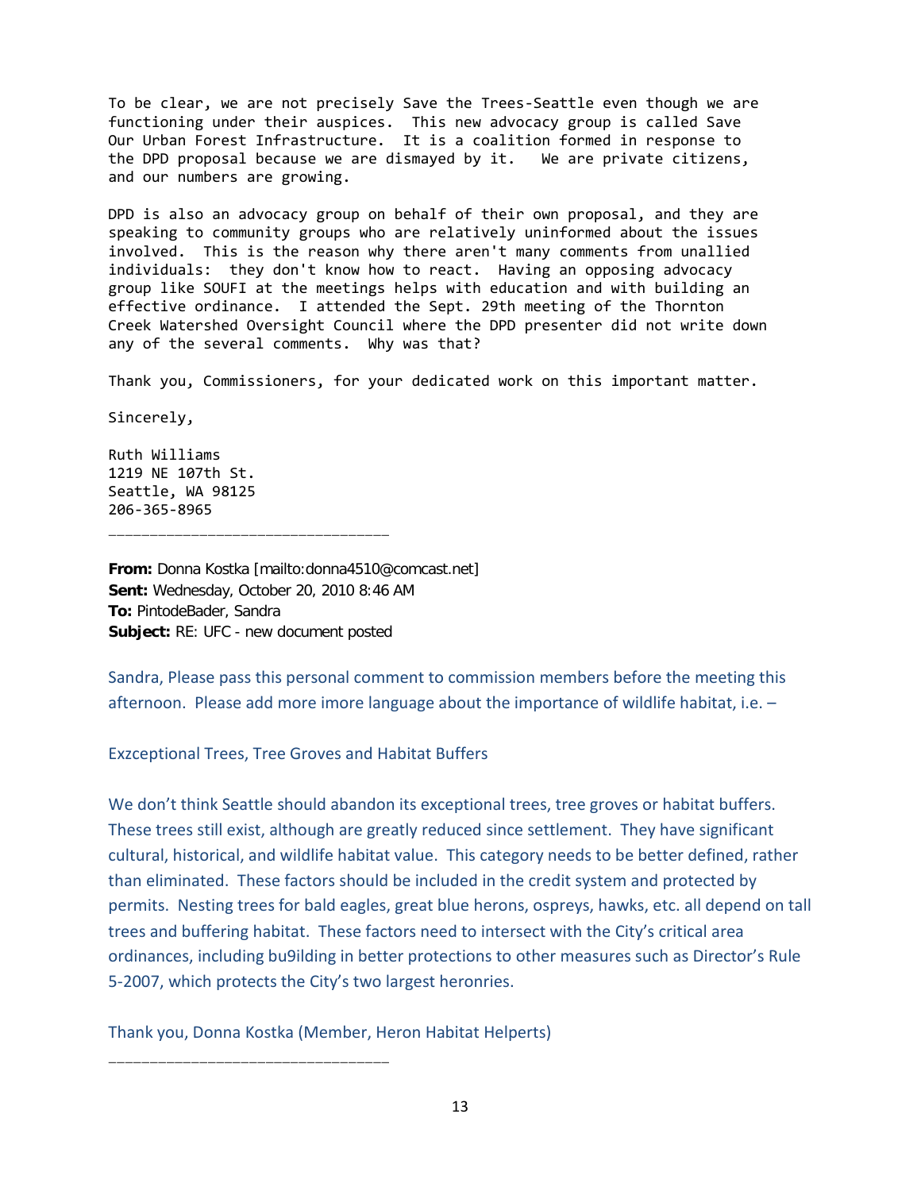To be clear, we are not precisely Save the Trees-Seattle even though we are functioning under their auspices. This new advocacy group is called Save Our Urban Forest Infrastructure. It is a coalition formed in response to the DPD proposal because we are dismayed by it. We are private citizens, and our numbers are growing.

DPD is also an advocacy group on behalf of their own proposal, and they are speaking to community groups who are relatively uninformed about the issues involved. This is the reason why there aren't many comments from unallied individuals: they don't know how to react. Having an opposing advocacy group like SOUFI at the meetings helps with education and with building an effective ordinance. I attended the Sept. 29th meeting of the Thornton Creek Watershed Oversight Council where the DPD presenter did not write down any of the several comments. Why was that?

Thank you, Commissioners, for your dedicated work on this important matter.

Sincerely,

Ruth Williams
1219 NE 107th St.
Seattle, WA 98125
206-365-8965

________________________________

**From:** Donna Kostka [mailto:donna4510@comcast.net]
**Sent:** Wednesday, October 20, 2010 8:46 AM
**To:** PintodeBader, Sandra
**Subject:** RE: UFC - new document posted

Sandra, Please pass this personal comment to commission members before the meeting this afternoon. Please add more imore language about the importance of wildlife habitat, i.e. –

Exzceptional Trees, Tree Groves and Habitat Buffers

We don't think Seattle should abandon its exceptional trees, tree groves or habitat buffers. These trees still exist, although are greatly reduced since settlement. They have significant cultural, historical, and wildlife habitat value. This category needs to be better defined, rather than eliminated. These factors should be included in the credit system and protected by permits. Nesting trees for bald eagles, great blue herons, ospreys, hawks, etc. all depend on tall trees and buffering habitat. These factors need to intersect with the City's critical area ordinances, including bu9ilding in better protections to other measures such as Director's Rule 5-2007, which protects the City's two largest heronries.

Thank you, Donna Kostka (Member, Heron Habitat Helperts)

________________________________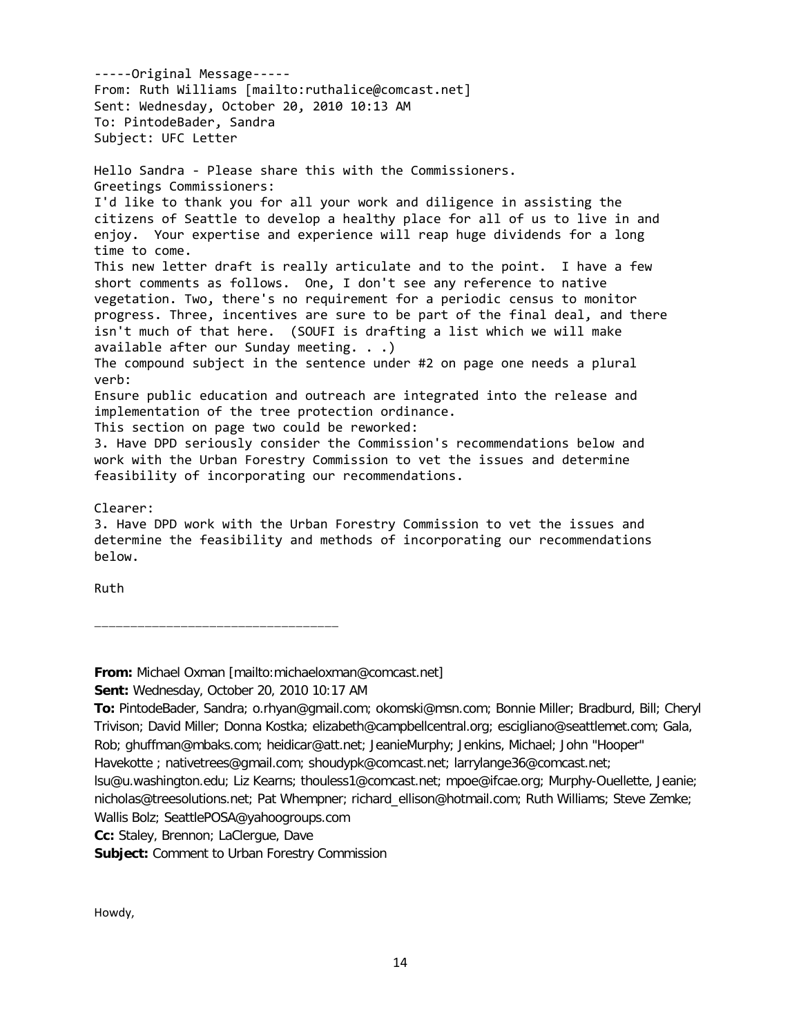-----Original Message-----
From: Ruth Williams [mailto:ruthalice@comcast.net]
Sent: Wednesday, October 20, 2010 10:13 AM
To: PintodeBader, Sandra
Subject: UFC Letter

Hello Sandra - Please share this with the Commissioners.
Greetings Commissioners:
I'd like to thank you for all your work and diligence in assisting the citizens of Seattle to develop a healthy place for all of us to live in and enjoy. Your expertise and experience will reap huge dividends for a long time to come.
This new letter draft is really articulate and to the point. I have a few short comments as follows. One, I don't see any reference to native vegetation. Two, there's no requirement for a periodic census to monitor progress. Three, incentives are sure to be part of the final deal, and there isn't much of that here. (SOUFI is drafting a list which we will make available after our Sunday meeting. . .)
The compound subject in the sentence under #2 on page one needs a plural verb:
Ensure public education and outreach are integrated into the release and implementation of the tree protection ordinance.
This section on page two could be reworked:
3. Have DPD seriously consider the Commission's recommendations below and work with the Urban Forestry Commission to vet the issues and determine feasibility of incorporating our recommendations.

Clearer:
3. Have DPD work with the Urban Forestry Commission to vet the issues and determine the feasibility and methods of incorporating our recommendations below.

Ruth

---

**From:** Michael Oxman [mailto:michaeloxman@comcast.net]
**Sent:** Wednesday, October 20, 2010 10:17 AM
**To:** PintodeBader, Sandra; o.rhyan@gmail.com; okomski@msn.com; Bonnie Miller; Bradburd, Bill; Cheryl Trivison; David Miller; Donna Kostka; elizabeth@campbellcentral.org; escigliano@seattlemet.com; Gala, Rob; ghuffman@mbaks.com; heidicar@att.net; JeanieMurphy; Jenkins, Michael; John "Hooper" Havekotte ; nativetrees@gmail.com; shoudypk@comcast.net; larrylange36@comcast.net; lsu@u.washington.edu; Liz Kearns; thouless1@comcast.net; mpoe@ifcae.org; Murphy-Ouellette, Jeanie; nicholas@treesolutions.net; Pat Whempner; richard_ellison@hotmail.com; Ruth Williams; Steve Zemke; Wallis Bolz; SeattlePOSA@yahoogroups.com
**Cc:** Staley, Brennon; LaClergue, Dave
**Subject:** Comment to Urban Forestry Commission

Howdy,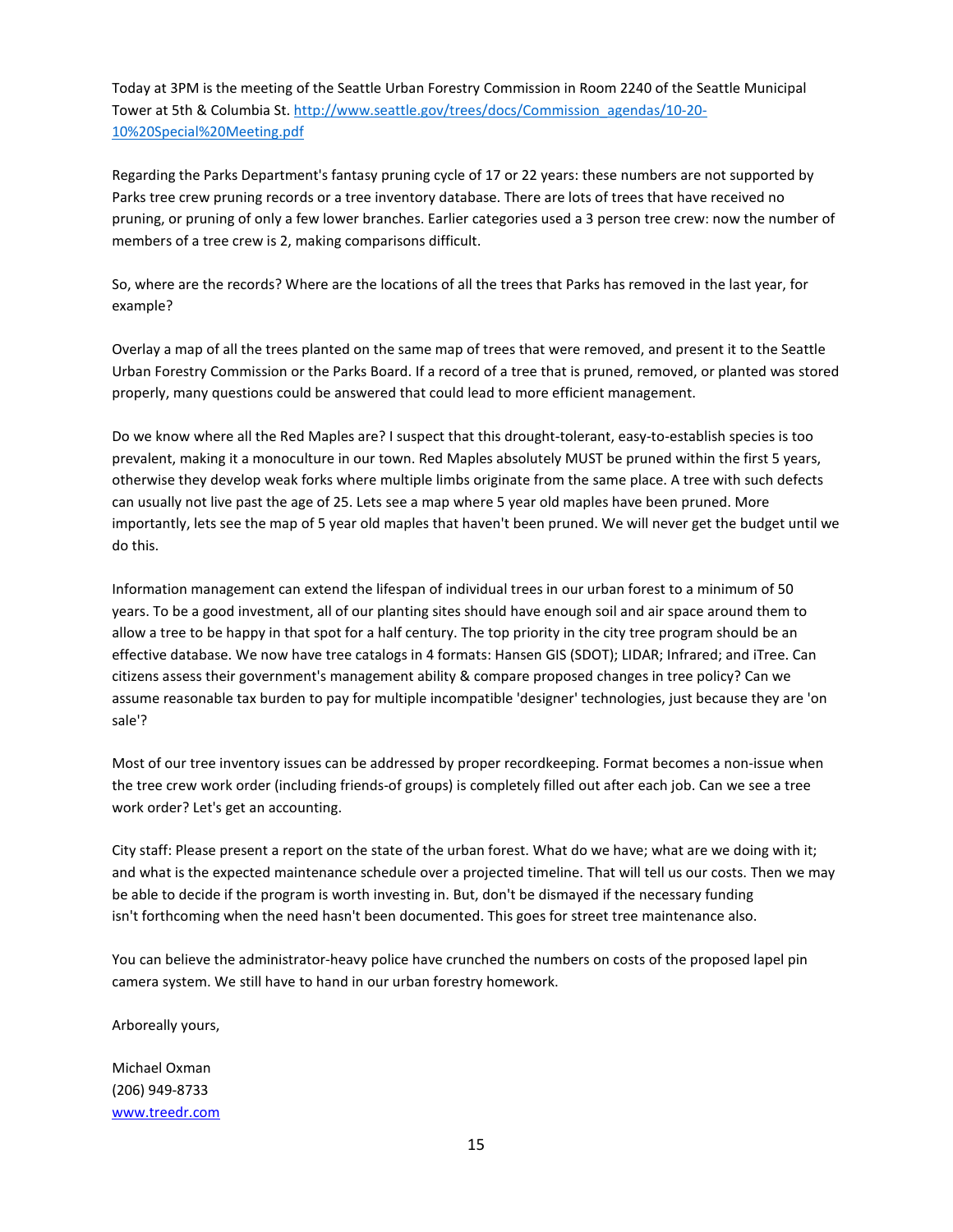Today at 3PM is the meeting of the Seattle Urban Forestry Commission in Room 2240 of the Seattle Municipal Tower at 5th & Columbia St. http://www.seattle.gov/trees/docs/Commission_agendas/10-20-10%20Special%20Meeting.pdf

Regarding the Parks Department's fantasy pruning cycle of 17 or 22 years: these numbers are not supported by Parks tree crew pruning records or a tree inventory database. There are lots of trees that have received no pruning, or pruning of only a few lower branches. Earlier categories used a 3 person tree crew: now the number of members of a tree crew is 2, making comparisons difficult.

So, where are the records? Where are the locations of all the trees that Parks has removed in the last year, for example?

Overlay a map of all the trees planted on the same map of trees that were removed, and present it to the Seattle Urban Forestry Commission or the Parks Board. If a record of a tree that is pruned, removed, or planted was stored properly, many questions could be answered that could lead to more efficient management.

Do we know where all the Red Maples are? I suspect that this drought-tolerant, easy-to-establish species is too prevalent, making it a monoculture in our town. Red Maples absolutely MUST be pruned within the first 5 years, otherwise they develop weak forks where multiple limbs originate from the same place. A tree with such defects can usually not live past the age of 25. Lets see a map where 5 year old maples have been pruned. More importantly, lets see the map of 5 year old maples that haven't been pruned. We will never get the budget until we do this.

Information management can extend the lifespan of individual trees in our urban forest to a minimum of 50 years. To be a good investment, all of our planting sites should have enough soil and air space around them to allow a tree to be happy in that spot for a half century. The top priority in the city tree program should be an effective database. We now have tree catalogs in 4 formats: Hansen GIS (SDOT); LIDAR; Infrared; and iTree. Can citizens assess their government's management ability & compare proposed changes in tree policy? Can we assume reasonable tax burden to pay for multiple incompatible 'designer' technologies, just because they are 'on sale'?

Most of our tree inventory issues can be addressed by proper recordkeeping. Format becomes a non-issue when the tree crew work order (including friends-of groups) is completely filled out after each job. Can we see a tree work order? Let's get an accounting.

City staff: Please present a report on the state of the urban forest. What do we have; what are we doing with it; and what is the expected maintenance schedule over a projected timeline. That will tell us our costs. Then we may be able to decide if the program is worth investing in. But, don't be dismayed if the necessary funding isn't forthcoming when the need hasn't been documented. This goes for street tree maintenance also.

You can believe the administrator-heavy police have crunched the numbers on costs of the proposed lapel pin camera system. We still have to hand in our urban forestry homework.

Arboreally yours,

Michael Oxman
(206) 949-8733
www.treedr.com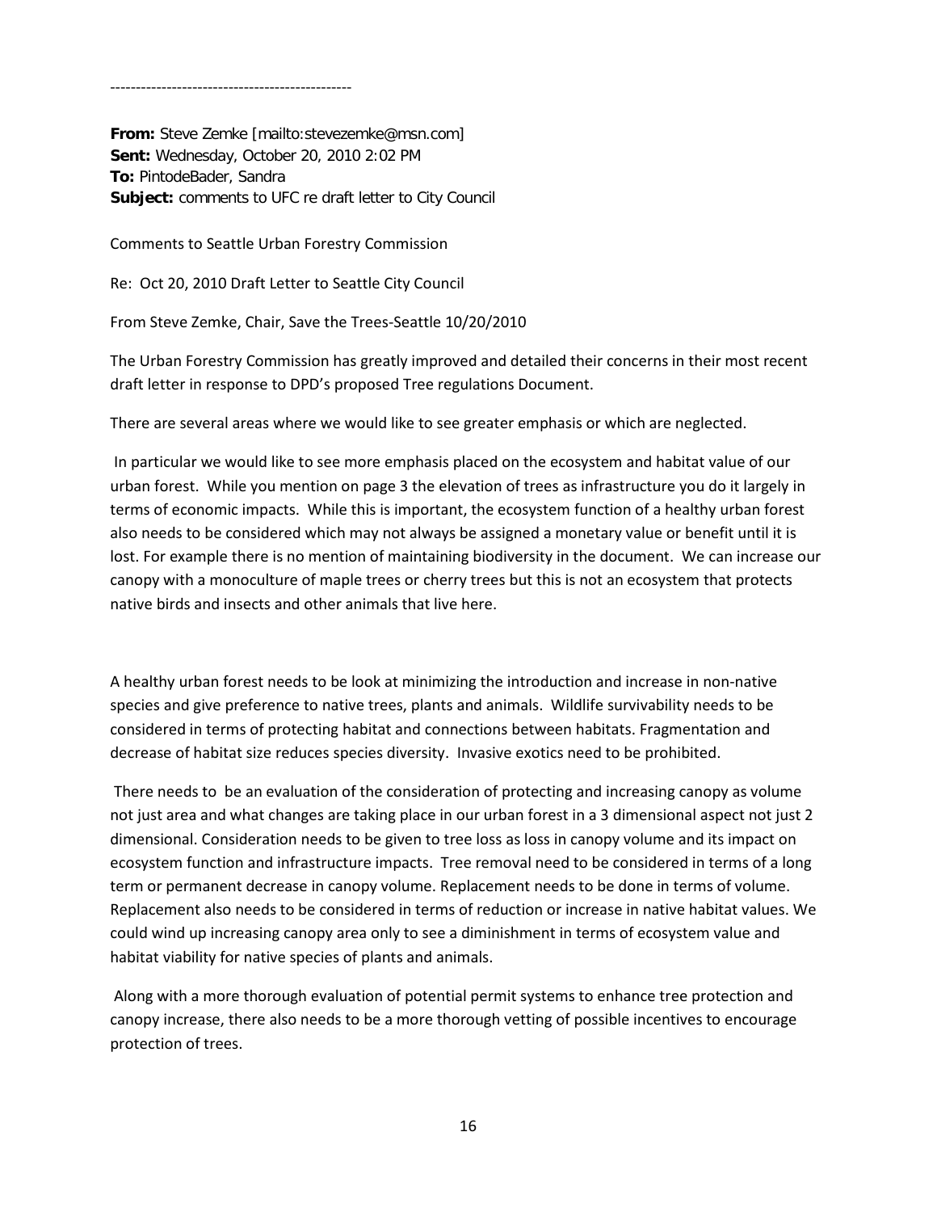-----------------------------------------------

**From:** Steve Zemke [mailto:stevezemke@msn.com]
**Sent:** Wednesday, October 20, 2010 2:02 PM
**To:** PintodeBader, Sandra
**Subject:** comments to UFC re draft letter to City Council

Comments to Seattle Urban Forestry Commission

Re: Oct 20, 2010 Draft Letter to Seattle City Council

From Steve Zemke, Chair, Save the Trees-Seattle 10/20/2010

The Urban Forestry Commission has greatly improved and detailed their concerns in their most recent draft letter in response to DPD's proposed Tree regulations Document.

There are several areas where we would like to see greater emphasis or which are neglected.

In particular we would like to see more emphasis placed on the ecosystem and habitat value of our urban forest. While you mention on page 3 the elevation of trees as infrastructure you do it largely in terms of economic impacts. While this is important, the ecosystem function of a healthy urban forest also needs to be considered which may not always be assigned a monetary value or benefit until it is lost. For example there is no mention of maintaining biodiversity in the document. We can increase our canopy with a monoculture of maple trees or cherry trees but this is not an ecosystem that protects native birds and insects and other animals that live here.

A healthy urban forest needs to be look at minimizing the introduction and increase in non-native species and give preference to native trees, plants and animals. Wildlife survivability needs to be considered in terms of protecting habitat and connections between habitats. Fragmentation and decrease of habitat size reduces species diversity. Invasive exotics need to be prohibited.

There needs to be an evaluation of the consideration of protecting and increasing canopy as volume not just area and what changes are taking place in our urban forest in a 3 dimensional aspect not just 2 dimensional. Consideration needs to be given to tree loss as loss in canopy volume and its impact on ecosystem function and infrastructure impacts. Tree removal need to be considered in terms of a long term or permanent decrease in canopy volume. Replacement needs to be done in terms of volume. Replacement also needs to be considered in terms of reduction or increase in native habitat values. We could wind up increasing canopy area only to see a diminishment in terms of ecosystem value and habitat viability for native species of plants and animals.

Along with a more thorough evaluation of potential permit systems to enhance tree protection and canopy increase, there also needs to be a more thorough vetting of possible incentives to encourage protection of trees.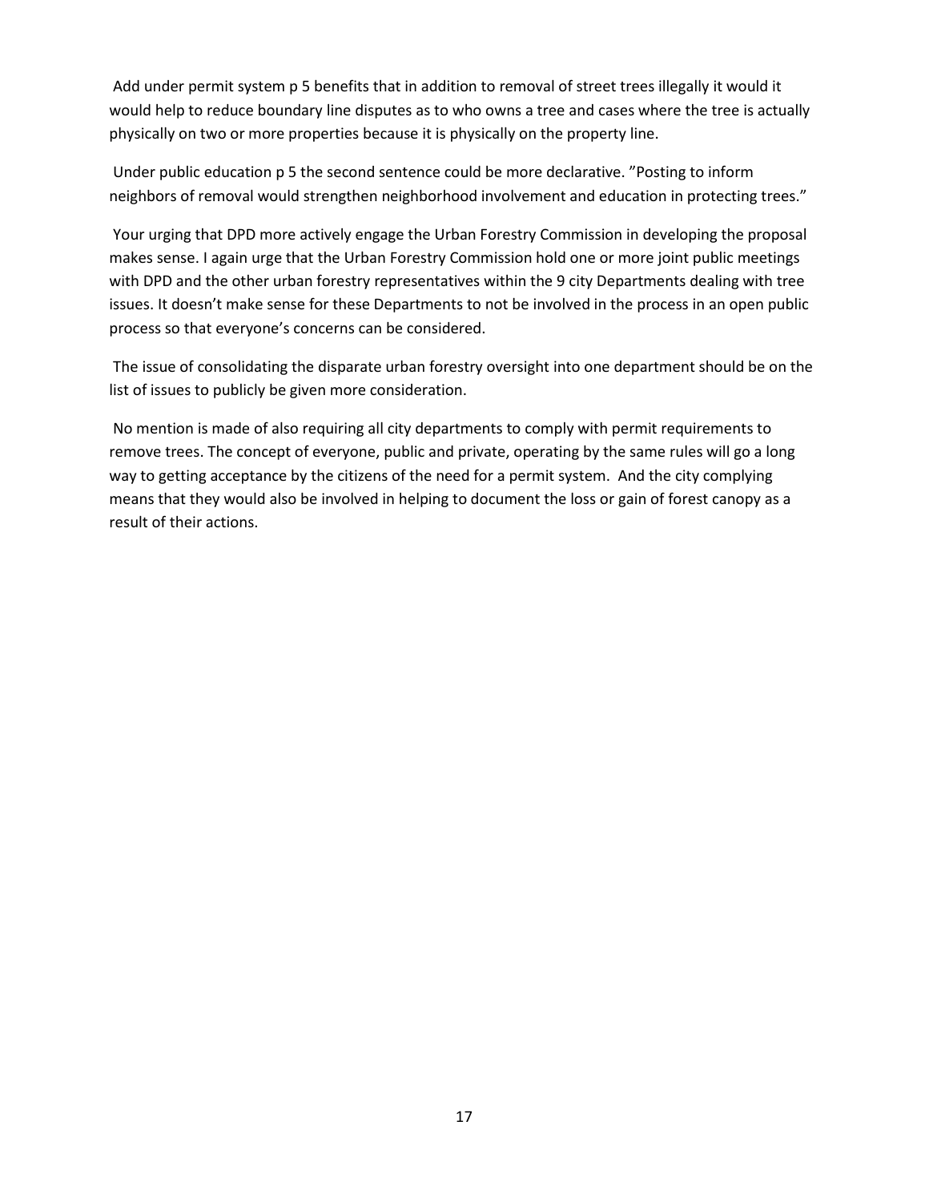Add under permit system p 5 benefits that in addition to removal of street trees illegally it would it would help to reduce boundary line disputes as to who owns a tree and cases where the tree is actually physically on two or more properties because it is physically on the property line.

Under public education p 5 the second sentence could be more declarative. "Posting to inform neighbors of removal would strengthen neighborhood involvement and education in protecting trees."

Your urging that DPD more actively engage the Urban Forestry Commission in developing the proposal makes sense. I again urge that the Urban Forestry Commission hold one or more joint public meetings with DPD and the other urban forestry representatives within the 9 city Departments dealing with tree issues. It doesn't make sense for these Departments to not be involved in the process in an open public process so that everyone's concerns can be considered.

The issue of consolidating the disparate urban forestry oversight into one department should be on the list of issues to publicly be given more consideration.

No mention is made of also requiring all city departments to comply with permit requirements to remove trees. The concept of everyone, public and private, operating by the same rules will go a long way to getting acceptance by the citizens of the need for a permit system. And the city complying means that they would also be involved in helping to document the loss or gain of forest canopy as a result of their actions.